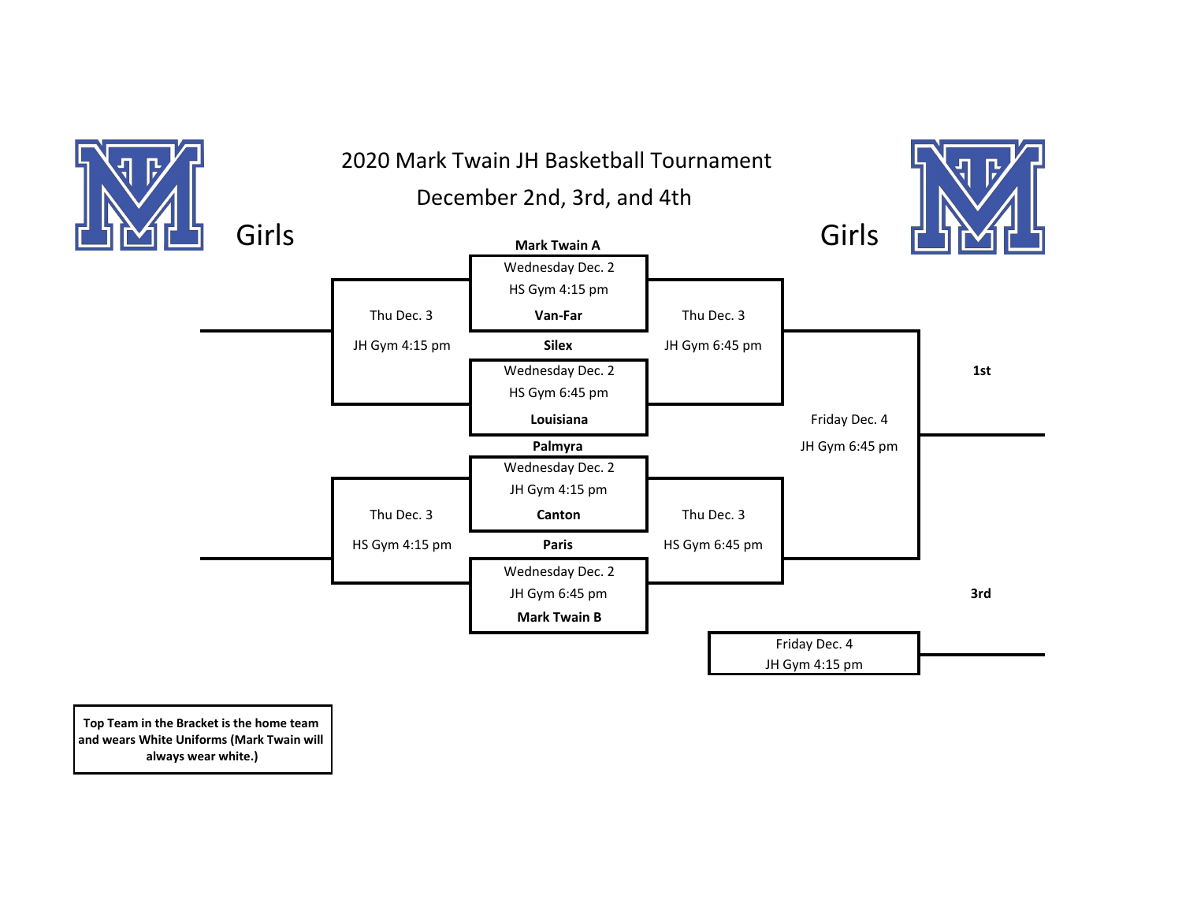# 2020 Mark Twain JH Basketball Tournament

## December 2nd, 3rd, and 4th

Girls

Girls

**Mark Twain A**

Wednesday Dec. 2
HS Gym 4:15 pm

**Van-Far**

Thu Dec. 3
JH Gym 4:15 pm

Thu Dec. 3
JH Gym 6:45 pm

**Silex**

Wednesday Dec. 2
HS Gym 6:45 pm

**Louisiana**

**1st**

Friday Dec. 4
JH Gym 6:45 pm

**Palmyra**

Wednesday Dec. 2
JH Gym 4:15 pm

**Canton**

Thu Dec. 3
HS Gym 4:15 pm

Thu Dec. 3
HS Gym 6:45 pm

**Paris**

Wednesday Dec. 2
JH Gym 6:45 pm

**Mark Twain B**

**3rd**

Friday Dec. 4
JH Gym 4:15 pm

**Top Team in the Bracket is the home team and wears White Uniforms (Mark Twain will always wear white.)**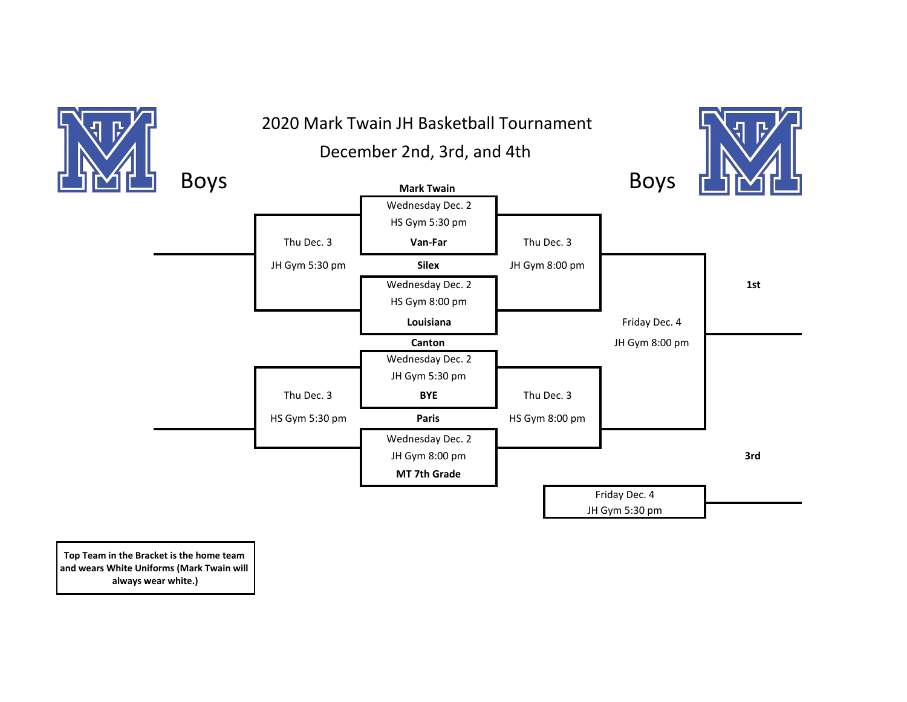# 2020 Mark Twain JH Basketball Tournament

## December 2nd, 3rd, and 4th

Boys

Boys

**Mark Twain**

Wednesday Dec. 2

HS Gym 5:30 pm

**Van-Far**

Thu Dec. 3

JH Gym 5:30 pm

Thu Dec. 3

JH Gym 8:00 pm

**Silex**

Wednesday Dec. 2

HS Gym 8:00 pm

**Louisiana**

**1st**

Friday Dec. 4

JH Gym 8:00 pm

**Canton**

Wednesday Dec. 2

JH Gym 5:30 pm

**BYE**

Thu Dec. 3

HS Gym 5:30 pm

Thu Dec. 3

HS Gym 8:00 pm

**Paris**

Wednesday Dec. 2

JH Gym 8:00 pm

**MT 7th Grade**

**3rd**

Friday Dec. 4

JH Gym 5:30 pm

**Top Team in the Bracket is the home team and wears White Uniforms (Mark Twain will always wear white.)**